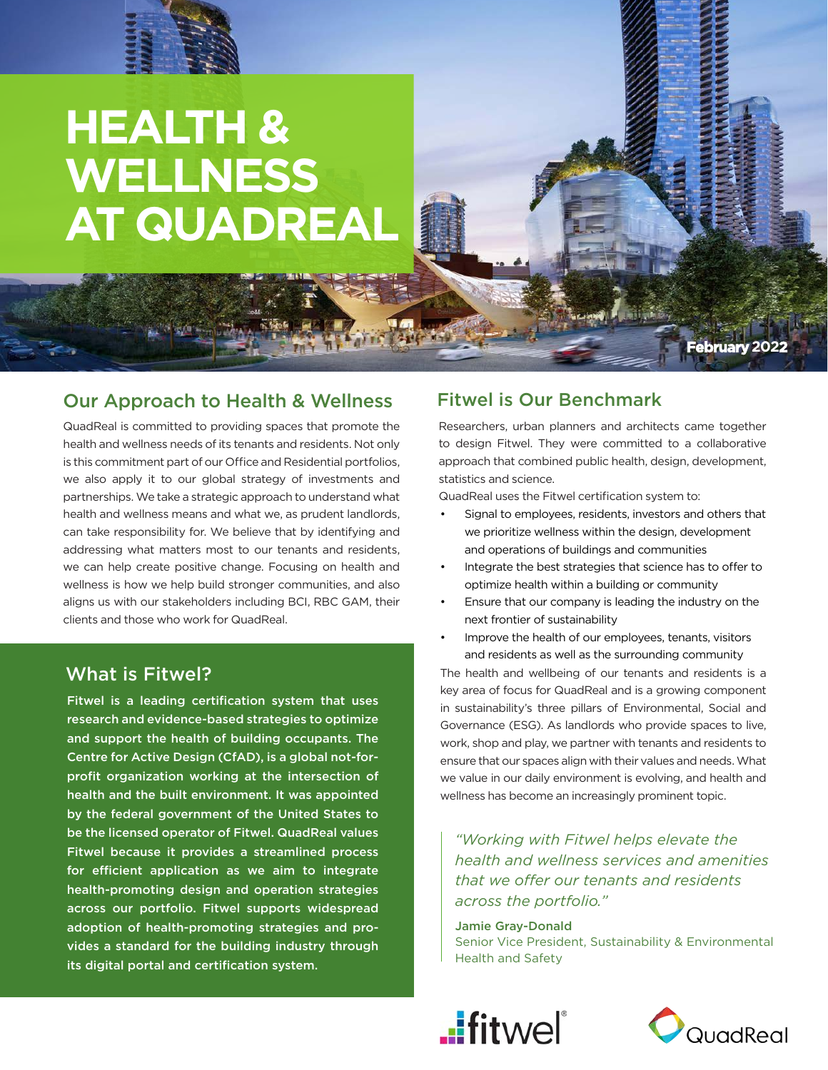# HEALTH & WELLNESS AT QUADREAL

February 2022

## Our Approach to Health & Wellness

QuadReal is committed to providing spaces that promote the health and wellness needs of its tenants and residents. Not only is this commitment part of our Office and Residential portfolios, we also apply it to our global strategy of investments and partnerships. We take a strategic approach to understand what health and wellness means and what we, as prudent landlords, can take responsibility for. We believe that by identifying and addressing what matters most to our tenants and residents, we can help create positive change. Focusing on health and wellness is how we help build stronger communities, and also aligns us with our stakeholders including BCI, RBC GAM, their clients and those who work for QuadReal.

## What is Fitwel?

**Fitwel is a leading certification system that uses research and evidence-based strategies to optimize and support the health of building occupants. The Centre for Active Design (CfAD), is a global not-for-profit organization working at the intersection of health and the built environment. It was appointed by the federal government of the United States to be the licensed operator of Fitwel. QuadReal values Fitwel because it provides a streamlined process for efficient application as we aim to integrate health-promoting design and operation strategies across our portfolio. Fitwel supports widespread adoption of health-promoting strategies and provides a standard for the building industry through its digital portal and certification system.**

## Fitwel is Our Benchmark

Researchers, urban planners and architects came together to design Fitwel. They were committed to a collaborative approach that combined public health, design, development, statistics and science.

QuadReal uses the Fitwel certification system to:

- Signal to employees, residents, investors and others that we prioritize wellness within the design, development and operations of buildings and communities
- Integrate the best strategies that science has to offer to optimize health within a building or community
- Ensure that our company is leading the industry on the next frontier of sustainability
- Improve the health of our employees, tenants, visitors and residents as well as the surrounding community

The health and wellbeing of our tenants and residents is a key area of focus for QuadReal and is a growing component in sustainability's three pillars of Environmental, Social and Governance (ESG). As landlords who provide spaces to live, work, shop and play, we partner with tenants and residents to ensure that our spaces align with their values and needs. What we value in our daily environment is evolving, and health and wellness has become an increasingly prominent topic.

> *"Working with Fitwel helps elevate the health and wellness services and amenities that we offer our tenants and residents across the portfolio."*
>
> **Jamie Gray-Donald**
> Senior Vice President, Sustainability & Environmental Health and Safety

fitwel®

QuadReal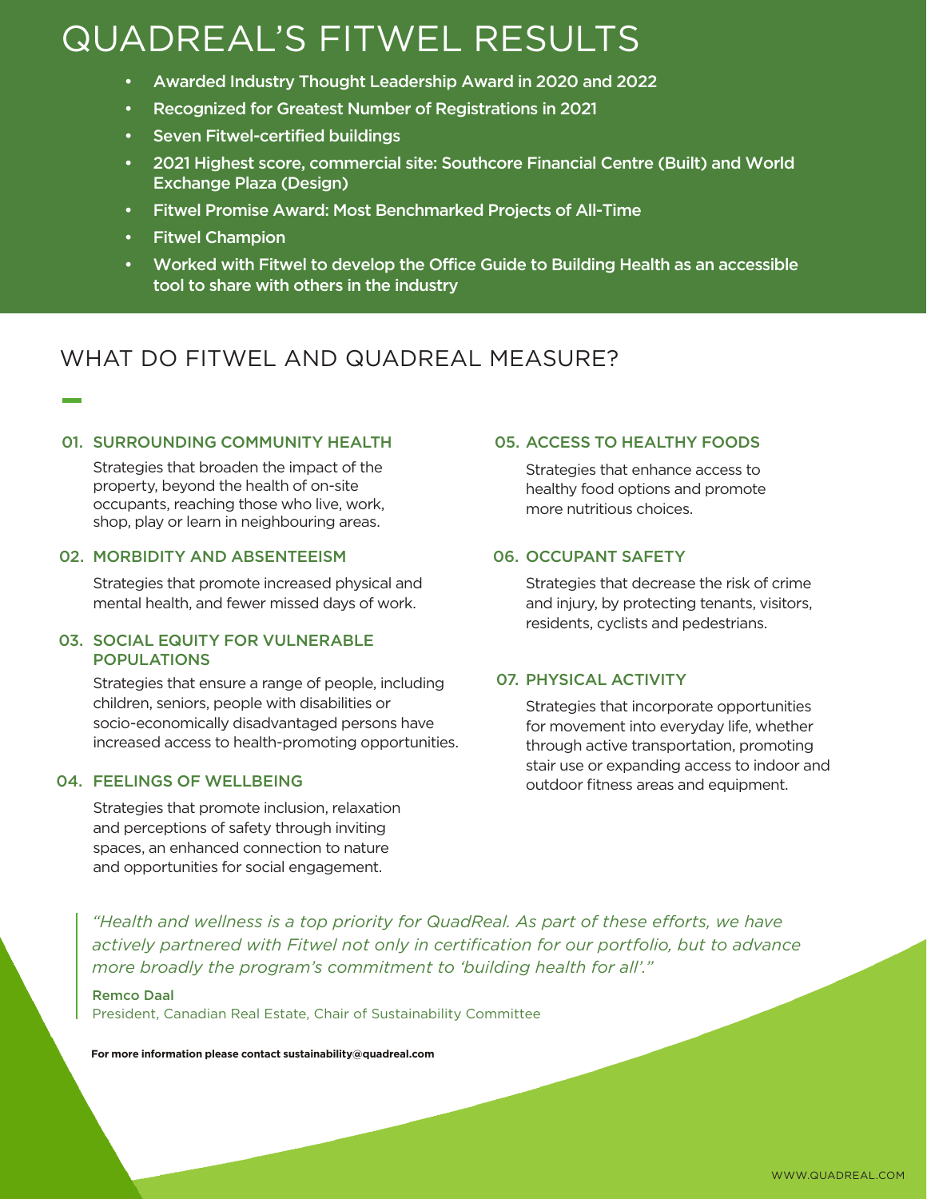# QUADREAL'S FITWEL RESULTS

- Awarded Industry Thought Leadership Award in 2020 and 2022
- Recognized for Greatest Number of Registrations in 2021
- Seven Fitwel-certified buildings
- 2021 Highest score, commercial site: Southcore Financial Centre (Built) and World Exchange Plaza (Design)
- Fitwel Promise Award: Most Benchmarked Projects of All-Time
- Fitwel Champion
- Worked with Fitwel to develop the Office Guide to Building Health as an accessible tool to share with others in the industry

## WHAT DO FITWEL AND QUADREAL MEASURE?

### 01. SURROUNDING COMMUNITY HEALTH

Strategies that broaden the impact of the property, beyond the health of on-site occupants, reaching those who live, work, shop, play or learn in neighbouring areas.

### 02. MORBIDITY AND ABSENTEEISM

Strategies that promote increased physical and mental health, and fewer missed days of work.

### 03. SOCIAL EQUITY FOR VULNERABLE POPULATIONS

Strategies that ensure a range of people, including children, seniors, people with disabilities or socio-economically disadvantaged persons have increased access to health-promoting opportunities.

### 04. FEELINGS OF WELLBEING

Strategies that promote inclusion, relaxation and perceptions of safety through inviting spaces, an enhanced connection to nature and opportunities for social engagement.

### 05. ACCESS TO HEALTHY FOODS

Strategies that enhance access to healthy food options and promote more nutritious choices.

### 06. OCCUPANT SAFETY

Strategies that decrease the risk of crime and injury, by protecting tenants, visitors, residents, cyclists and pedestrians.

### 07. PHYSICAL ACTIVITY

Strategies that incorporate opportunities for movement into everyday life, whether through active transportation, promoting stair use or expanding access to indoor and outdoor fitness areas and equipment.

> *"Health and wellness is a top priority for QuadReal. As part of these efforts, we have actively partnered with Fitwel not only in certification for our portfolio, but to advance more broadly the program's commitment to 'building health for all'."*
>
> Remco Daal
> President, Canadian Real Estate, Chair of Sustainability Committee

**For more information please contact sustainability@quadreal.com**

WWW.QUADREAL.COM